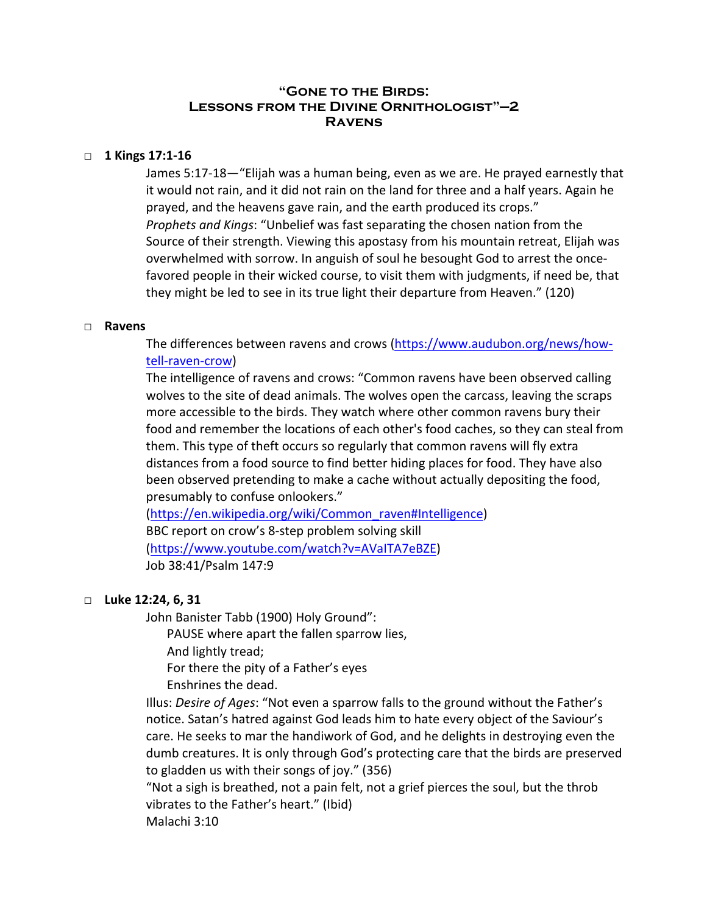# "Gone to the Birds: Lessons from the Divine Ornithologist"—2 Ravens

- **1 Kings 17:1-16**

  James 5:17-18—"Elijah was a human being, even as we are. He prayed earnestly that it would not rain, and it did not rain on the land for three and a half years. Again he prayed, and the heavens gave rain, and the earth produced its crops."

  *Prophets and Kings*: "Unbelief was fast separating the chosen nation from the Source of their strength. Viewing this apostasy from his mountain retreat, Elijah was overwhelmed with sorrow. In anguish of soul he besought God to arrest the once-favored people in their wicked course, to visit them with judgments, if need be, that they might be led to see in its true light their departure from Heaven." (120)

- **Ravens**

  The differences between ravens and crows (https://www.audubon.org/news/how-tell-raven-crow)

  The intelligence of ravens and crows: "Common ravens have been observed calling wolves to the site of dead animals. The wolves open the carcass, leaving the scraps more accessible to the birds. They watch where other common ravens bury their food and remember the locations of each other's food caches, so they can steal from them. This type of theft occurs so regularly that common ravens will fly extra distances from a food source to find better hiding places for food. They have also been observed pretending to make a cache without actually depositing the food, presumably to confuse onlookers."

  (https://en.wikipedia.org/wiki/Common_raven#Intelligence)

  BBC report on crow's 8-step problem solving skill

  (https://www.youtube.com/watch?v=AVaITA7eBZE)

  Job 38:41/Psalm 147:9

- **Luke 12:24, 6, 31**

  John Banister Tabb (1900) Holy Ground":

  > PAUSE where apart the fallen sparrow lies,
  > And lightly tread;
  > For there the pity of a Father's eyes
  > Enshrines the dead.

  Illus: *Desire of Ages*: "Not even a sparrow falls to the ground without the Father's notice. Satan's hatred against God leads him to hate every object of the Saviour's care. He seeks to mar the handiwork of God, and he delights in destroying even the dumb creatures. It is only through God's protecting care that the birds are preserved to gladden us with their songs of joy." (356)

  "Not a sigh is breathed, not a pain felt, not a grief pierces the soul, but the throb vibrates to the Father's heart." (Ibid)

  Malachi 3:10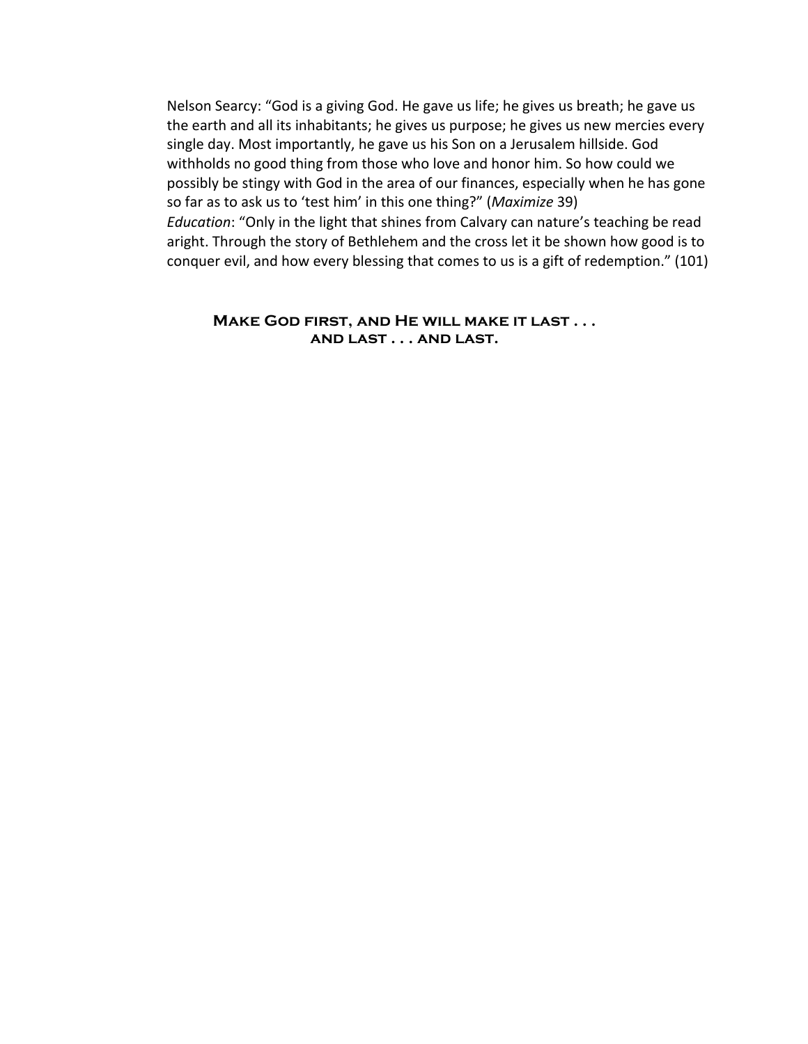Nelson Searcy: "God is a giving God. He gave us life; he gives us breath; he gave us the earth and all its inhabitants; he gives us purpose; he gives us new mercies every single day. Most importantly, he gave us his Son on a Jerusalem hillside. God withholds no good thing from those who love and honor him. So how could we possibly be stingy with God in the area of our finances, especially when he has gone so far as to ask us to 'test him' in this one thing?" (*Maximize* 39)

*Education*: "Only in the light that shines from Calvary can nature's teaching be read aright. Through the story of Bethlehem and the cross let it be shown how good is to conquer evil, and how every blessing that comes to us is a gift of redemption." (101)

**Make God first, and He will make it last . . .
and last . . . and last.**